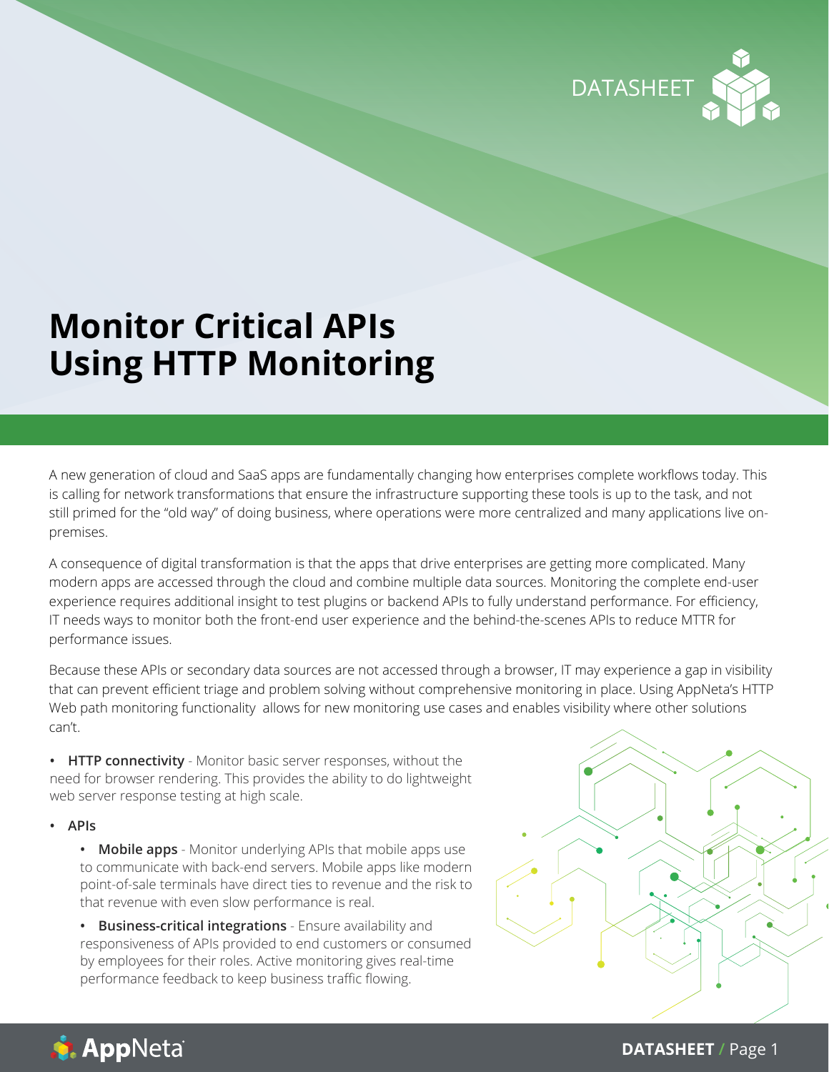# Monitor Critical APIs Using HTTP Monitoring

A new generation of cloud and SaaS apps are fundamentally changing how enterprises complete workflows today. This is calling for network transformations that ensure the infrastructure supporting these tools is up to the task, and not still primed for the "old way" of doing business, where operations were more centralized and many applications live on-premises.

A consequence of digital transformation is that the apps that drive enterprises are getting more complicated. Many modern apps are accessed through the cloud and combine multiple data sources. Monitoring the complete end-user experience requires additional insight to test plugins or backend APIs to fully understand performance. For efficiency, IT needs ways to monitor both the front-end user experience and the behind-the-scenes APIs to reduce MTTR for performance issues.

Because these APIs or secondary data sources are not accessed through a browser, IT may experience a gap in visibility that can prevent efficient triage and problem solving without comprehensive monitoring in place. Using AppNeta's HTTP Web path monitoring functionality allows for new monitoring use cases and enables visibility where other solutions can't.

- **HTTP connectivity** - Monitor basic server responses, without the need for browser rendering. This provides the ability to do lightweight web server response testing at high scale.
- **APIs**
  - **Mobile apps** - Monitor underlying APIs that mobile apps use to communicate with back-end servers. Mobile apps like modern point-of-sale terminals have direct ties to revenue and the risk to that revenue with even slow performance is real.
  - **Business-critical integrations** - Ensure availability and responsiveness of APIs provided to end customers or consumed by employees for their roles. Active monitoring gives real-time performance feedback to keep business traffic flowing.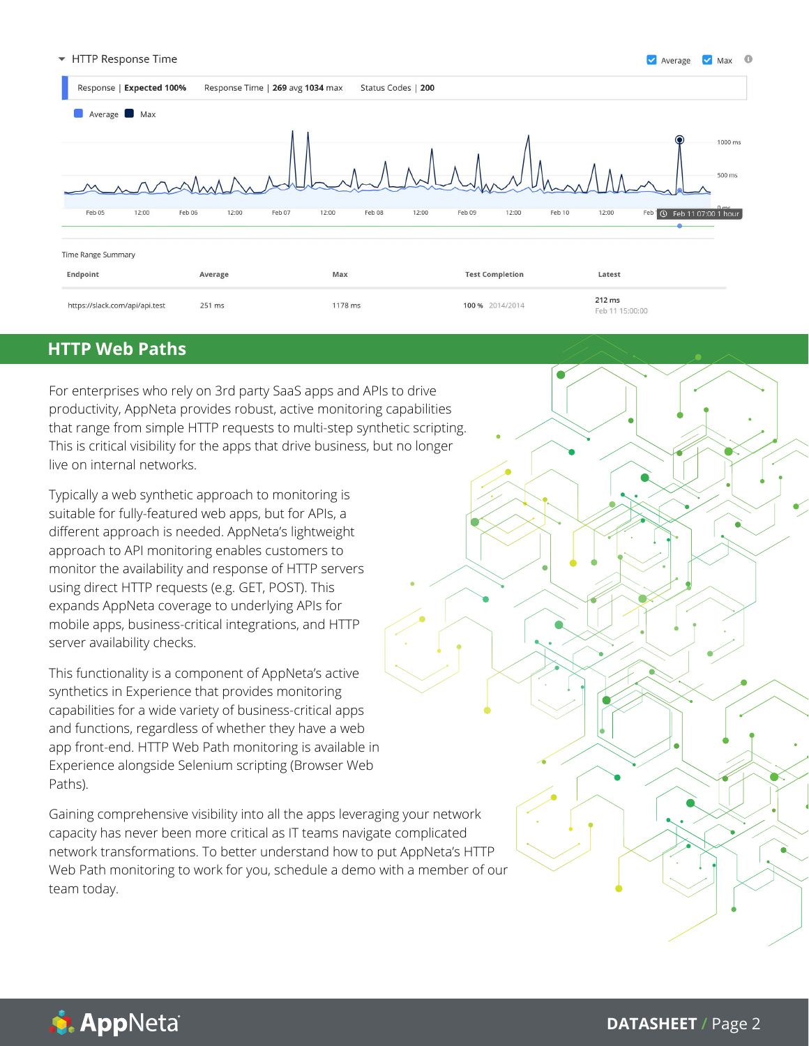HTTP Response Time

Response | **Expected 100%** Response Time | **269** avg **1034** max Status Codes | **200**

Time Range Summary

| Endpoint | Average | Max | Test Completion | Latest |
|---|---|---|---|---|
| https://slack.com/api/api.test | 251 ms | 1178 ms | 100 % 2014/2014 | 212 ms Feb 11 15:00:00 |

## HTTP Web Paths

For enterprises who rely on 3rd party SaaS apps and APIs to drive productivity, AppNeta provides robust, active monitoring capabilities that range from simple HTTP requests to multi-step synthetic scripting. This is critical visibility for the apps that drive business, but no longer live on internal networks.

Typically a web synthetic approach to monitoring is suitable for fully-featured web apps, but for APIs, a different approach is needed. AppNeta's lightweight approach to API monitoring enables customers to monitor the availability and response of HTTP servers using direct HTTP requests (e.g. GET, POST). This expands AppNeta coverage to underlying APIs for mobile apps, business-critical integrations, and HTTP server availability checks.

This functionality is a component of AppNeta's active synthetics in Experience that provides monitoring capabilities for a wide variety of business-critical apps and functions, regardless of whether they have a web app front-end. HTTP Web Path monitoring is available in Experience alongside Selenium scripting (Browser Web Paths).

Gaining comprehensive visibility into all the apps leveraging your network capacity has never been more critical as IT teams navigate complicated network transformations. To better understand how to put AppNeta's HTTP Web Path monitoring to work for you, schedule a demo with a member of our team today.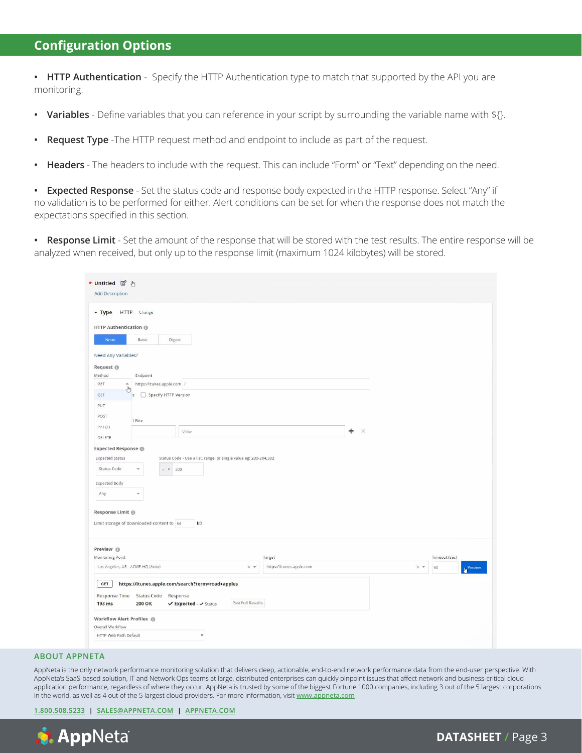## Configuration Options

- **HTTP Authentication** - Specify the HTTP Authentication type to match that supported by the API you are monitoring.
- **Variables** - Define variables that you can reference in your script by surrounding the variable name with ${}.
- **Request Type** -The HTTP request method and endpoint to include as part of the request.
- **Headers** - The headers to include with the request. This can include "Form" or "Text" depending on the need.
- **Expected Response** - Set the status code and response body expected in the HTTP response. Select "Any" if no validation is to be performed for either. Alert conditions can be set for when the response does not match the expectations specified in this section.
- **Response Limit** - Set the amount of the response that will be stored with the test results. The entire response will be analyzed when received, but only up to the response limit (maximum 1024 kilobytes) will be stored.

### ABOUT APPNETA

AppNeta is the only network performance monitoring solution that delivers deep, actionable, end-to-end network performance data from the end-user perspective. With AppNeta's SaaS-based solution, IT and Network Ops teams at large, distributed enterprises can quickly pinpoint issues that affect network and business-critical cloud application performance, regardless of where they occur. AppNeta is trusted by some of the biggest Fortune 1000 companies, including 3 out of the 5 largest corporations in the world, as well as 4 out of the 5 largest cloud providers. For more information, visit www.appneta.com

1.800.508.5233 | SALES@APPNETA.COM | APPNETA.COM